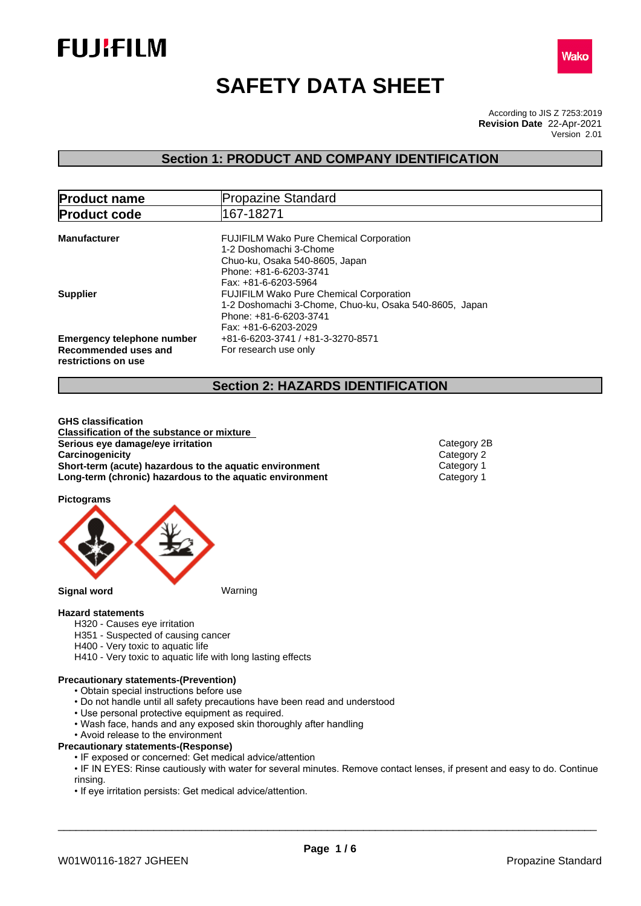# SAFETY DATA SHEET

According to JIS Z 7253:2019
**Revision Date** 22-Apr-2021
Version 2.01

## Section 1: PRODUCT AND COMPANY IDENTIFICATION

| **Product name** | Propazine Standard |
|---|---|
| **Product code** | 167-18271 |

**Manufacturer**
FUJIFILM Wako Pure Chemical Corporation
1-2 Doshomachi 3-Chome
Chuo-ku, Osaka 540-8605, Japan
Phone: +81-6-6203-3741
Fax: +81-6-6203-5964

**Supplier**
FUJIFILM Wako Pure Chemical Corporation
1-2 Doshomachi 3-Chome, Chuo-ku, Osaka 540-8605, Japan
Phone: +81-6-6203-3741
Fax: +81-6-6203-2029

**Emergency telephone number** +81-6-6203-3741 / +81-3-3270-8571

**Recommended uses and restrictions on use** For research use only

## Section 2: HAZARDS IDENTIFICATION

**GHS classification**

**Classification of the substance or mixture**

| | |
|---|---|
| **Serious eye damage/eye irritation** | Category 2B |
| **Carcinogenicity** | Category 2 |
| **Short-term (acute) hazardous to the aquatic environment** | Category 1 |
| **Long-term (chronic) hazardous to the aquatic environment** | Category 1 |

**Pictograms**

**Signal word** Warning

**Hazard statements**

H320 - Causes eye irritation
H351 - Suspected of causing cancer
H400 - Very toxic to aquatic life
H410 - Very toxic to aquatic life with long lasting effects

**Precautionary statements-(Prevention)**

- Obtain special instructions before use
- Do not handle until all safety precautions have been read and understood
- Use personal protective equipment as required.
- Wash face, hands and any exposed skin thoroughly after handling
- Avoid release to the environment

**Precautionary statements-(Response)**

- IF exposed or concerned: Get medical advice/attention
- IF IN EYES: Rinse cautiously with water for several minutes. Remove contact lenses, if present and easy to do. Continue rinsing.
- If eye irritation persists: Get medical advice/attention.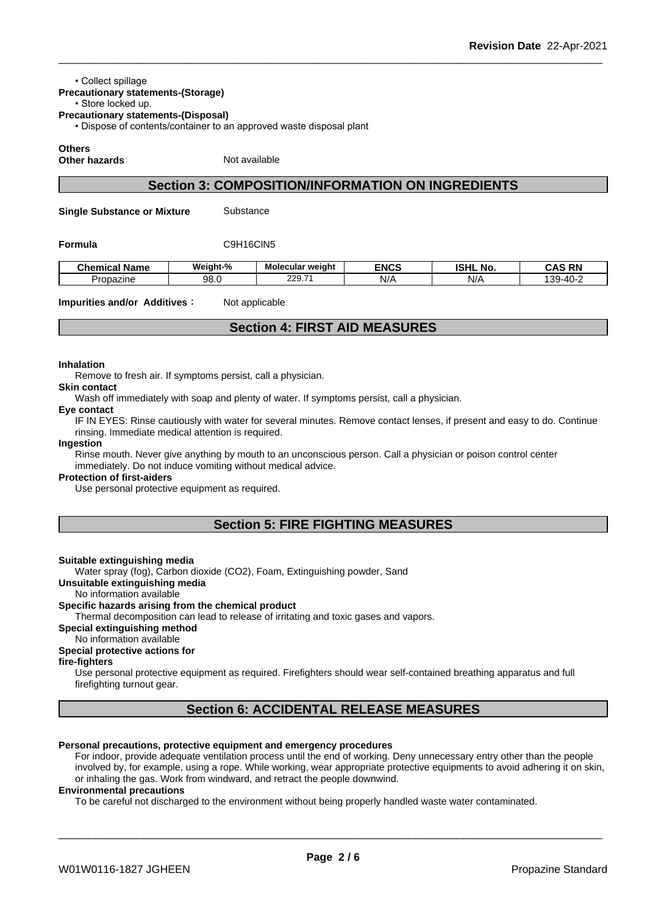• Collect spillage

**Precautionary statements-(Storage)**

• Store locked up.

**Precautionary statements-(Disposal)**

• Dispose of contents/container to an approved waste disposal plant

**Others**

**Other hazards** Not available

## Section 3: COMPOSITION/INFORMATION ON INGREDIENTS

**Single Substance or Mixture** Substance

**Formula** C9H16ClN5

| Chemical Name | Weight-% | Molecular weight | ENCS | ISHL No. | CAS RN |
|---|---|---|---|---|---|
| Propazine | 98.0 | 229.71 | N/A | N/A | 139-40-2 |

**Impurities and/or Additives :** Not applicable

## Section 4: FIRST AID MEASURES

**Inhalation**

Remove to fresh air. If symptoms persist, call a physician.

**Skin contact**

Wash off immediately with soap and plenty of water. If symptoms persist, call a physician.

**Eye contact**

IF IN EYES: Rinse cautiously with water for several minutes. Remove contact lenses, if present and easy to do. Continue rinsing. Immediate medical attention is required.

**Ingestion**

Rinse mouth. Never give anything by mouth to an unconscious person. Call a physician or poison control center immediately. Do not induce vomiting without medical advice.

**Protection of first-aiders**

Use personal protective equipment as required.

## Section 5: FIRE FIGHTING MEASURES

**Suitable extinguishing media**

Water spray (fog), Carbon dioxide (CO2), Foam, Extinguishing powder, Sand

**Unsuitable extinguishing media**

No information available

**Specific hazards arising from the chemical product**

Thermal decomposition can lead to release of irritating and toxic gases and vapors.

**Special extinguishing method**

No information available

**Special protective actions for fire-fighters**

Use personal protective equipment as required. Firefighters should wear self-contained breathing apparatus and full firefighting turnout gear.

## Section 6: ACCIDENTAL RELEASE MEASURES

**Personal precautions, protective equipment and emergency procedures**

For indoor, provide adequate ventilation process until the end of working. Deny unnecessary entry other than the people involved by, for example, using a rope. While working, wear appropriate protective equipments to avoid adhering it on skin, or inhaling the gas. Work from windward, and retract the people downwind.

**Environmental precautions**

To be careful not discharged to the environment without being properly handled waste water contaminated.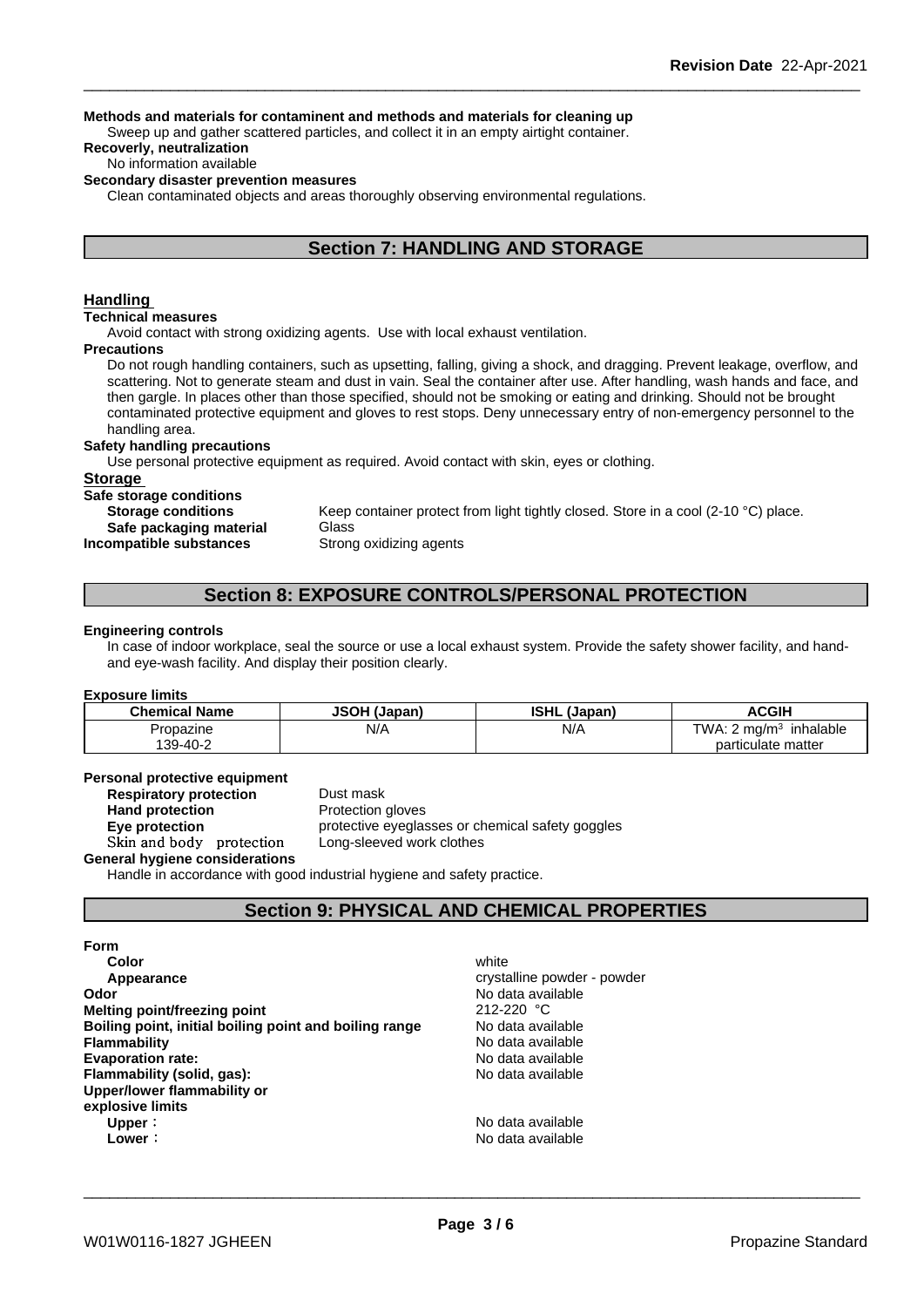**Methods and materials for contaminent and methods and materials for cleaning up**

Sweep up and gather scattered particles, and collect it in an empty airtight container.

**Recoverly, neutralization**

No information available

**Secondary disaster prevention measures**

Clean contaminated objects and areas thoroughly observing environmental regulations.

## Section 7: HANDLING AND STORAGE

### Handling

**Technical measures**

Avoid contact with strong oxidizing agents. Use with local exhaust ventilation.

**Precautions**

Do not rough handling containers, such as upsetting, falling, giving a shock, and dragging. Prevent leakage, overflow, and scattering. Not to generate steam and dust in vain. Seal the container after use. After handling, wash hands and face, and then gargle. In places other than those specified, should not be smoking or eating and drinking. Should not be brought contaminated protective equipment and gloves to rest stops. Deny unnecessary entry of non-emergency personnel to the handling area.

**Safety handling precautions**

Use personal protective equipment as required. Avoid contact with skin, eyes or clothing.

### Storage

**Safe storage conditions**

**Storage conditions** Keep container protect from light tightly closed. Store in a cool (2-10 °C) place.

**Safe packaging material** Glass

**Incompatible substances** Strong oxidizing agents

## Section 8: EXPOSURE CONTROLS/PERSONAL PROTECTION

**Engineering controls**

In case of indoor workplace, seal the source or use a local exhaust system. Provide the safety shower facility, and hand- and eye-wash facility. And display their position clearly.

**Exposure limits**

| Chemical Name | JSOH (Japan) | ISHL (Japan) | ACGIH |
|---|---|---|---|
| Propazine<br>139-40-2 | N/A | N/A | TWA: 2 mg/m$^3$ inhalable particulate matter |

**Personal protective equipment**

**Respiratory protection** Dust mask

**Hand protection** Protection gloves

**Eye protection** protective eyeglasses or chemical safety goggles

**Skin and body protection** Long-sleeved work clothes

**General hygiene considerations**

Handle in accordance with good industrial hygiene and safety practice.

## Section 9: PHYSICAL AND CHEMICAL PROPERTIES

**Form**

**Color** white

**Appearance** crystalline powder - powder

**Odor** No data available

**Melting point/freezing point** 212-220 °C

**Boiling point, initial boiling point and boiling range** No data available

**Flammability** No data available

**Evaporation rate:** No data available

**Flammability (solid, gas):** No data available

**Upper/lower flammability or explosive limits**

**Upper**： No data available

**Lower**： No data available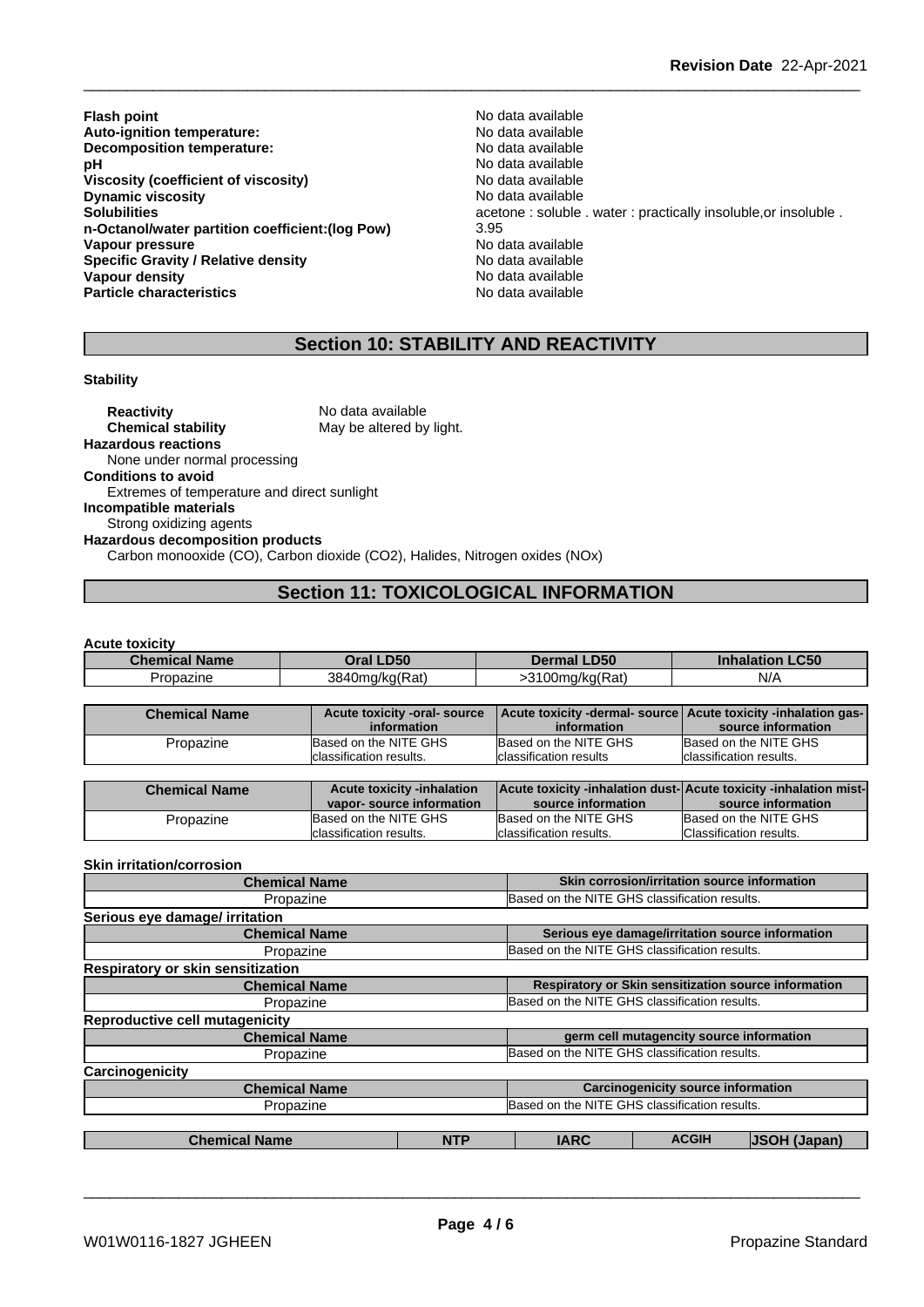| | |
|---|---|
| **Flash point** | No data available |
| **Auto-ignition temperature:** | No data available |
| **Decomposition temperature:** | No data available |
| **pH** | No data available |
| **Viscosity (coefficient of viscosity)** | No data available |
| **Dynamic viscosity** | No data available |
| **Solubilities** | acetone : soluble . water : practically insoluble,or insoluble . |
| **n-Octanol/water partition coefficient:(log Pow)** | 3.95 |
| **Vapour pressure** | No data available |
| **Specific Gravity / Relative density** | No data available |
| **Vapour density** | No data available |
| **Particle characteristics** | No data available |

## Section 10: STABILITY AND REACTIVITY

**Stability**

**Reactivity** No data available

**Chemical stability** May be altered by light.

**Hazardous reactions**

None under normal processing

**Conditions to avoid**

Extremes of temperature and direct sunlight

**Incompatible materials**

Strong oxidizing agents

**Hazardous decomposition products**

Carbon monooxide (CO), Carbon dioxide ($CO_2$), Halides, Nitrogen oxides (NOx)

## Section 11: TOXICOLOGICAL INFORMATION

**Acute toxicity**

| Chemical Name | Oral LD50 | Dermal LD50 | Inhalation LC50 |
|---|---|---|---|
| Propazine | 3840mg/kg(Rat) | >3100mg/kg(Rat) | N/A |

| Chemical Name | Acute toxicity -oral- source information | Acute toxicity -dermal- source information | Acute toxicity -inhalation gas- source information |
|---|---|---|---|
| Propazine | Based on the NITE GHS classification results. | Based on the NITE GHS classification results | Based on the NITE GHS classification results. |

| Chemical Name | Acute toxicity -inhalation vapor- source information | Acute toxicity -inhalation dust- source information | Acute toxicity -inhalation mist- source information |
|---|---|---|---|
| Propazine | Based on the NITE GHS classification results. | Based on the NITE GHS classification results. | Based on the NITE GHS Classification results. |

**Skin irritation/corrosion**

| Chemical Name | Skin corrosion/irritation source information |
|---|---|
| Propazine | Based on the NITE GHS classification results. |

**Serious eye damage/ irritation**

| Chemical Name | Serious eye damage/irritation source information |
|---|---|
| Propazine | Based on the NITE GHS classification results. |

**Respiratory or skin sensitization**

| Chemical Name | Respiratory or Skin sensitization source information |
|---|---|
| Propazine | Based on the NITE GHS classification results. |

**Reproductive cell mutagenicity**

| Chemical Name | germ cell mutagencity source information |
|---|---|
| Propazine | Based on the NITE GHS classification results. |

**Carcinogenicity**

| Chemical Name | Carcinogenicity source information |
|---|---|
| Propazine | Based on the NITE GHS classification results. |

| Chemical Name | NTP | IARC | ACGIH | JSOH (Japan) |
|---|---|---|---|---|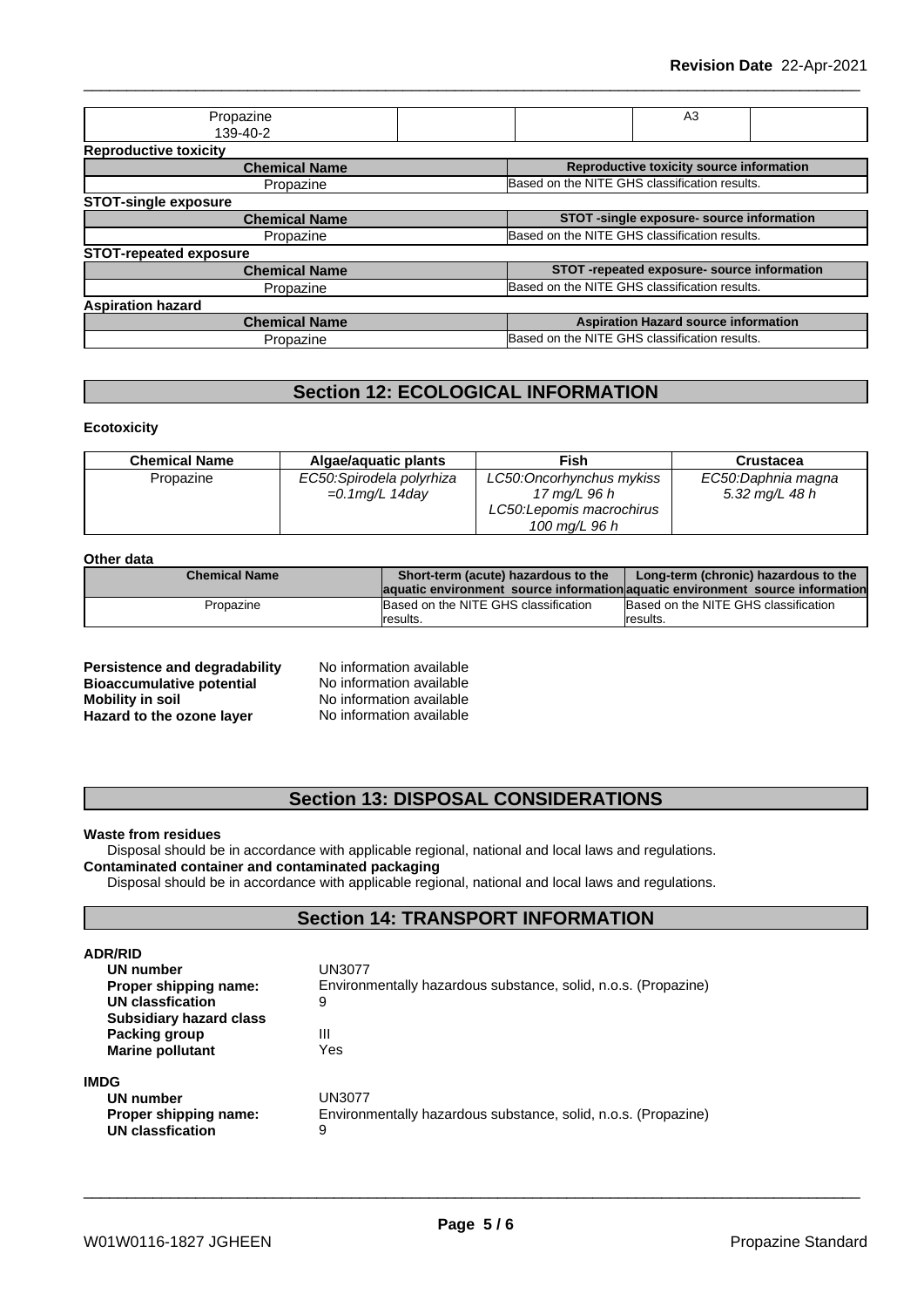| Propazine<br>139-40-2 | | | A3 | |
|---|---|---|---|---|

**Reproductive toxicity**

| Chemical Name | Reproductive toxicity source information |
|---|---|
| Propazine | Based on the NITE GHS classification results. |

**STOT-single exposure**

| Chemical Name | STOT -single exposure- source information |
|---|---|
| Propazine | Based on the NITE GHS classification results. |

**STOT-repeated exposure**

| Chemical Name | STOT -repeated exposure- source information |
|---|---|
| Propazine | Based on the NITE GHS classification results. |

**Aspiration hazard**

| Chemical Name | Aspiration Hazard source information |
|---|---|
| Propazine | Based on the NITE GHS classification results. |

## Section 12: ECOLOGICAL INFORMATION

**Ecotoxicity**

| Chemical Name | Algae/aquatic plants | Fish | Crustacea |
|---|---|---|---|
| Propazine | *EC50:Spirodela polyrhiza =0.1mg/L 14day* | *LC50:Oncorhynchus mykiss 17 mg/L 96 h*<br>*LC50:Lepomis macrochirus 100 mg/L 96 h* | *EC50:Daphnia magna 5.32 mg/L 48 h* |

**Other data**

| Chemical Name | Short-term (acute) hazardous to the aquatic environment source information | Long-term (chronic) hazardous to the aquatic environment source information |
|---|---|---|
| Propazine | Based on the NITE GHS classification results. | Based on the NITE GHS classification results. |

**Persistence and degradability** No information available
**Bioaccumulative potential** No information available
**Mobility in soil** No information available
**Hazard to the ozone layer** No information available

## Section 13: DISPOSAL CONSIDERATIONS

**Waste from residues**
Disposal should be in accordance with applicable regional, national and local laws and regulations.
**Contaminated container and contaminated packaging**
Disposal should be in accordance with applicable regional, national and local laws and regulations.

## Section 14: TRANSPORT INFORMATION

**ADR/RID**

**UN number** UN3077
**Proper shipping name:** Environmentally hazardous substance, solid, n.o.s. (Propazine)
**UN classfication** 9
**Subsidiary hazard class**
**Packing group** III
**Marine pollutant** Yes

**IMDG**

**UN number** UN3077
**Proper shipping name:** Environmentally hazardous substance, solid, n.o.s. (Propazine)
**UN classfication** 9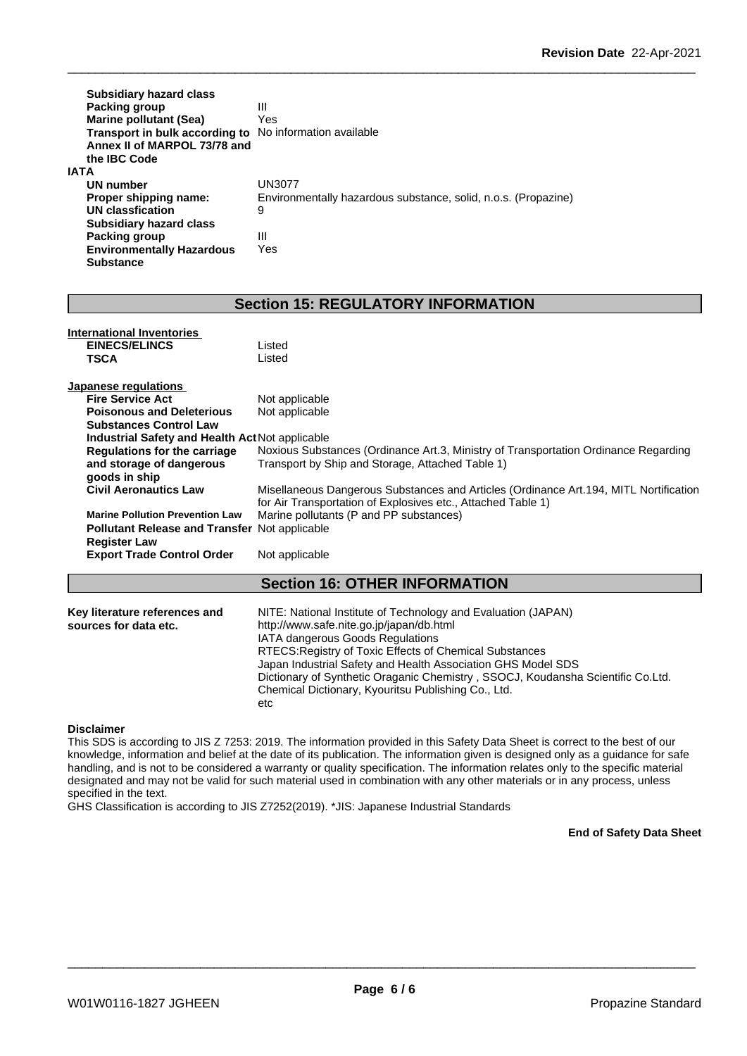| | |
|---|---|
| **Subsidiary hazard class** | |
| **Packing group** | III |
| **Marine pollutant (Sea)** | Yes |
| **Transport in bulk according to Annex II of MARPOL 73/78 and the IBC Code** | No information available |

**IATA**

| | |
|---|---|
| **UN number** | UN3077 |
| **Proper shipping name:** | Environmentally hazardous substance, solid, n.o.s. (Propazine) |
| **UN classfication** | 9 |
| **Subsidiary hazard class** | |
| **Packing group** | III |
| **Environmentally Hazardous Substance** | Yes |

## Section 15: REGULATORY INFORMATION

**International Inventories**

| | |
|---|---|
| **EINECS/ELINCS** | Listed |
| **TSCA** | Listed |

**Japanese regulations**

| | |
|---|---|
| **Fire Service Act** | Not applicable |
| **Poisonous and Deleterious Substances Control Law** | Not applicable |
| **Industrial Safety and Health Act** | Not applicable |
| **Regulations for the carriage and storage of dangerous goods in ship** | Noxious Substances (Ordinance Art.3, Ministry of Transportation Ordinance Regarding Transport by Ship and Storage, Attached Table 1) |
| **Civil Aeronautics Law** | Misellaneous Dangerous Substances and Articles (Ordinance Art.194, MITL Nortification for Air Transportation of Explosives etc., Attached Table 1) |
| **Marine Pollution Prevention Law** | Marine pollutants (P and PP substances) |
| **Pollutant Release and Transfer Register Law** | Not applicable |
| **Export Trade Control Order** | Not applicable |

## Section 16: OTHER INFORMATION

**Key literature references and sources for data etc.**

NITE: National Institute of Technology and Evaluation (JAPAN)
http://www.safe.nite.go.jp/japan/db.html
IATA dangerous Goods Regulations
RTECS:Registry of Toxic Effects of Chemical Substances
Japan Industrial Safety and Health Association GHS Model SDS
Dictionary of Synthetic Oraganic Chemistry , SSOCJ, Koudansha Scientific Co.Ltd.
Chemical Dictionary, Kyouritsu Publishing Co., Ltd.
etc

**Disclaimer**

This SDS is according to JIS Z 7253: 2019. The information provided in this Safety Data Sheet is correct to the best of our knowledge, information and belief at the date of its publication. The information given is designed only as a guidance for safe handling, and is not to be considered a warranty or quality specification. The information relates only to the specific material designated and may not be valid for such material used in combination with any other materials or in any process, unless specified in the text.

GHS Classification is according to JIS Z7252(2019). *JIS: Japanese Industrial Standards

**End of Safety Data Sheet**